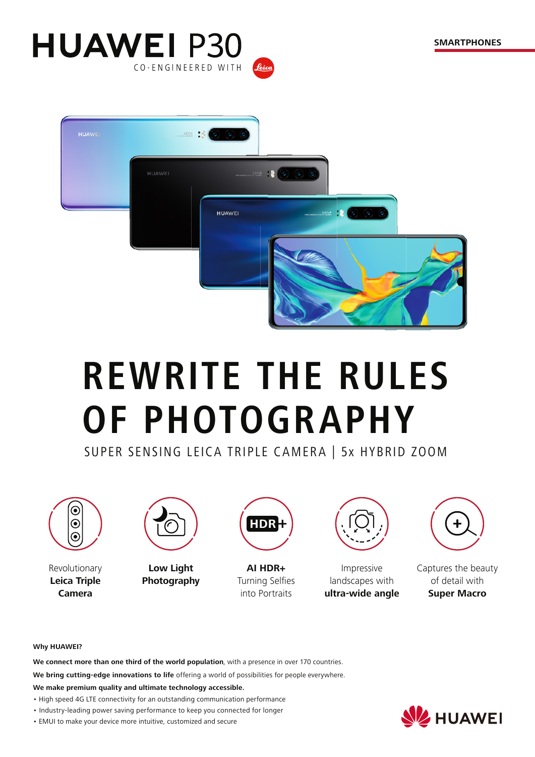# HUAWEI P30

CO-ENGINEERED WITH Leica

SMARTPHONES

# REWRITE THE RULES OF PHOTOGRAPHY

SUPER SENSING LEICA TRIPLE CAMERA | 5x HYBRID ZOOM

Revolutionary **Leica Triple Camera**

**Low Light Photography**

**AI HDR+** Turning Selfies into Portraits

Impressive landscapes with **ultra-wide angle**

Captures the beauty of detail with **Super Macro**

**Why HUAWEI?**

**We connect more than one third of the world population**, with a presence in over 170 countries.

**We bring cutting-edge innovations to life** offering a world of possibilities for people everywhere.

**We make premium quality and ultimate technology accessible.**

- High speed 4G LTE connectivity for an outstanding communication performance
- Industry-leading power saving performance to keep you connected for longer
- EMUI to make your device more intuitive, customized and secure

HUAWEI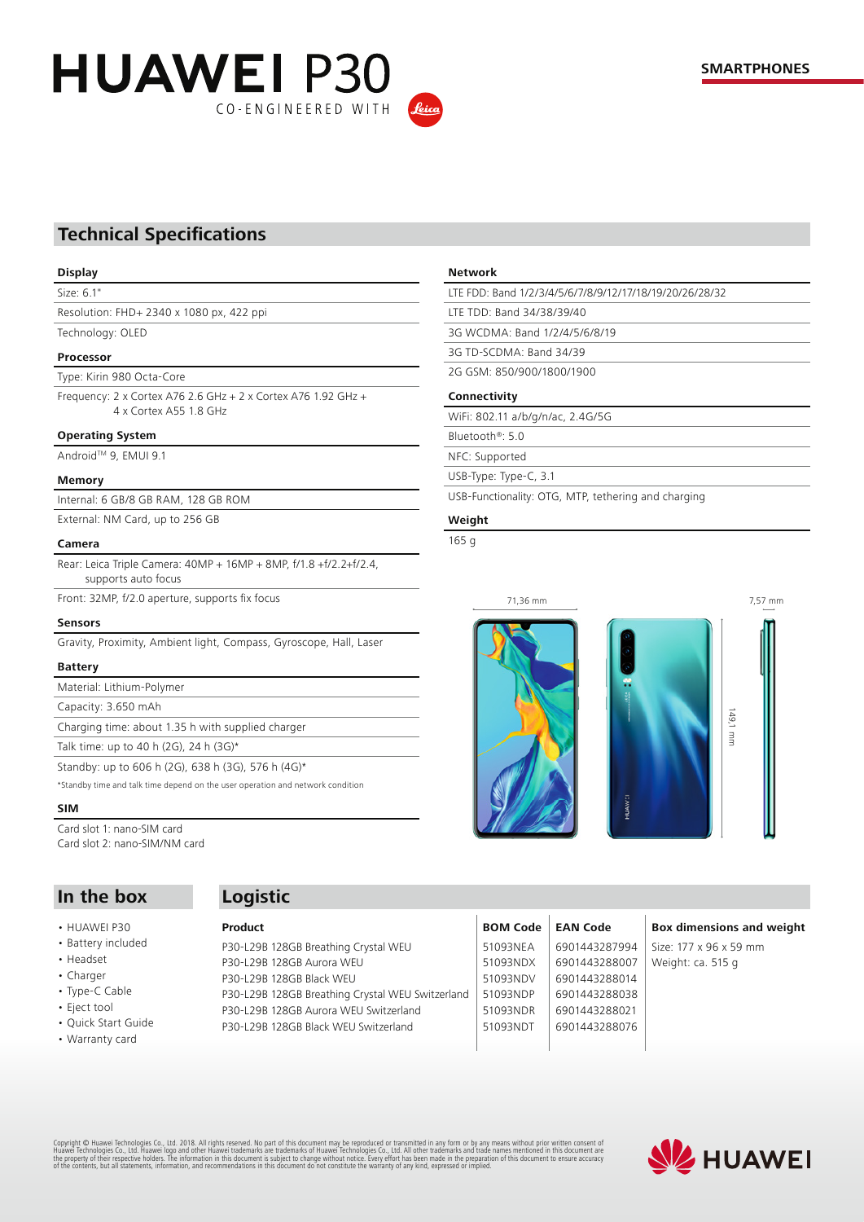# HUAWEI P30

CO-ENGINEERED WITH Leica

SMARTPHONES

## Technical Specifications

### Display

Size: 6.1"

Resolution: FHD+ 2340 x 1080 px, 422 ppi

Technology: OLED

### Processor

Type: Kirin 980 Octa-Core

Frequency: 2 x Cortex A76 2.6 GHz + 2 x Cortex A76 1.92 GHz + 4 x Cortex A55 1.8 GHz

### Operating System

Android™ 9, EMUI 9.1

### Memory

Internal: 6 GB/8 GB RAM, 128 GB ROM

External: NM Card, up to 256 GB

### Camera

Rear: Leica Triple Camera: 40MP + 16MP + 8MP, f/1.8 +f/2.2+f/2.4, supports auto focus

Front: 32MP, f/2.0 aperture, supports fix focus

### Sensors

Gravity, Proximity, Ambient light, Compass, Gyroscope, Hall, Laser

### Battery

Material: Lithium-Polymer

Capacity: 3.650 mAh

Charging time: about 1.35 h with supplied charger

Talk time: up to 40 h (2G), 24 h (3G)*

Standby: up to 606 h (2G), 638 h (3G), 576 h (4G)*

*Standby time and talk time depend on the user operation and network condition

### SIM

Card slot 1: nano-SIM card

Card slot 2: nano-SIM/NM card

### Network

LTE FDD: Band 1/2/3/4/5/6/7/8/9/12/17/18/19/20/26/28/32

LTE TDD: Band 34/38/39/40

3G WCDMA: Band 1/2/4/5/6/8/19

3G TD-SCDMA: Band 34/39

2G GSM: 850/900/1800/1900

### Connectivity

WiFi: 802.11 a/b/g/n/ac, 2.4G/5G

Bluetooth®: 5.0

NFC: Supported

USB-Type: Type-C, 3.1

USB-Functionality: OTG, MTP, tethering and charging

### Weight

165 g

71,36 mm

7,57 mm

149,1 mm

## In the box

- HUAWEI P30
- Battery included
- Headset
- Charger
- Type-C Cable
- Eject tool
- Quick Start Guide
- Warranty card

## Logistic

| Product | BOM Code | EAN Code | Box dimensions and weight |
|---|---|---|---|
| P30-L29B 128GB Breathing Crystal WEU | 51093NEA | 6901443287994 | Size: 177 x 96 x 59 mm |
| P30-L29B 128GB Aurora WEU | 51093NDX | 6901443288007 | Weight: ca. 515 g |
| P30-L29B 128GB Black WEU | 51093NDV | 6901443288014 | |
| P30-L29B 128GB Breathing Crystal WEU Switzerland | 51093NDP | 6901443288038 | |
| P30-L29B 128GB Aurora WEU Switzerland | 51093NDR | 6901443288021 | |
| P30-L29B 128GB Black WEU Switzerland | 51093NDT | 6901443288076 | |

Copyright © Huawei Technologies Co., Ltd. 2018. All rights reserved. No part of this document may be reproduced or transmitted in any form or by any means without prior written consent of Huawei Technologies Co., Ltd. Huawei logo and other Huawei trademarks are trademarks of Huawei Technologies Co., Ltd. All other trademarks and trade names mentioned in this document are the property of their respective holders. The information in this document is subject to change without notice. Every effort has been made in the preparation of this document to ensure accuracy of the contents, but all statements, information, and recommendations in this document do not constitute the warranty of any kind, expressed or implied.

HUAWEI